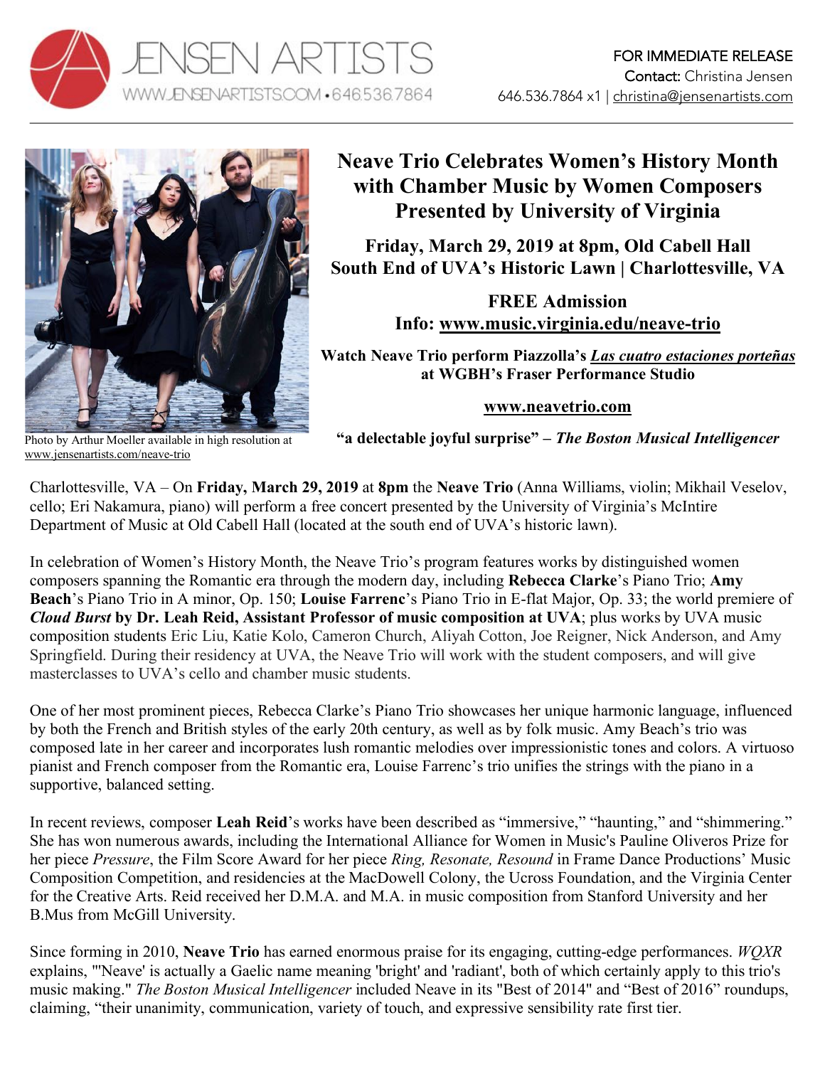JENSEN ARTISTS
WWW.JENSENARTISTS.COM • 646.536.7864

FOR IMMEDIATE RELEASE
**Contact:** Christina Jensen
646.536.7864 x1 | christina@jensenartists.com

Photo by Arthur Moeller available in high resolution at www.jensenartists.com/neave-trio

# Neave Trio Celebrates Women's History Month with Chamber Music by Women Composers Presented by University of Virginia

**Friday, March 29, 2019 at 8pm, Old Cabell Hall**
**South End of UVA's Historic Lawn | Charlottesville, VA**

**FREE Admission**
**Info: www.music.virginia.edu/neave-trio**

**Watch Neave Trio perform Piazzolla's *Las cuatro estaciones porteñas* at WGBH's Fraser Performance Studio**

**www.neavetrio.com**

**"a delectable joyful surprise" – *The Boston Musical Intelligencer***

Charlottesville, VA – On **Friday, March 29, 2019** at **8pm** the **Neave Trio** (Anna Williams, violin; Mikhail Veselov, cello; Eri Nakamura, piano) will perform a free concert presented by the University of Virginia's McIntire Department of Music at Old Cabell Hall (located at the south end of UVA's historic lawn).

In celebration of Women's History Month, the Neave Trio's program features works by distinguished women composers spanning the Romantic era through the modern day, including **Rebecca Clarke**'s Piano Trio; **Amy Beach**'s Piano Trio in A minor, Op. 150; **Louise Farrenc**'s Piano Trio in E-flat Major, Op. 33; the world premiere of ***Cloud Burst* by Dr. Leah Reid, Assistant Professor of music composition at UVA**; plus works by UVA music composition students Eric Liu, Katie Kolo, Cameron Church, Aliyah Cotton, Joe Reigner, Nick Anderson, and Amy Springfield. During their residency at UVA, the Neave Trio will work with the student composers, and will give masterclasses to UVA's cello and chamber music students.

One of her most prominent pieces, Rebecca Clarke's Piano Trio showcases her unique harmonic language, influenced by both the French and British styles of the early 20th century, as well as by folk music. Amy Beach's trio was composed late in her career and incorporates lush romantic melodies over impressionistic tones and colors. A virtuoso pianist and French composer from the Romantic era, Louise Farrenc's trio unifies the strings with the piano in a supportive, balanced setting.

In recent reviews, composer **Leah Reid**'s works have been described as "immersive," "haunting," and "shimmering." She has won numerous awards, including the International Alliance for Women in Music's Pauline Oliveros Prize for her piece *Pressure*, the Film Score Award for her piece *Ring, Resonate, Resound* in Frame Dance Productions' Music Composition Competition, and residencies at the MacDowell Colony, the Ucross Foundation, and the Virginia Center for the Creative Arts. Reid received her D.M.A. and M.A. in music composition from Stanford University and her B.Mus from McGill University.

Since forming in 2010, **Neave Trio** has earned enormous praise for its engaging, cutting-edge performances. *WQXR* explains, "'Neave' is actually a Gaelic name meaning 'bright' and 'radiant', both of which certainly apply to this trio's music making." *The Boston Musical Intelligencer* included Neave in its "Best of 2014" and "Best of 2016" roundups, claiming, "their unanimity, communication, variety of touch, and expressive sensibility rate first tier.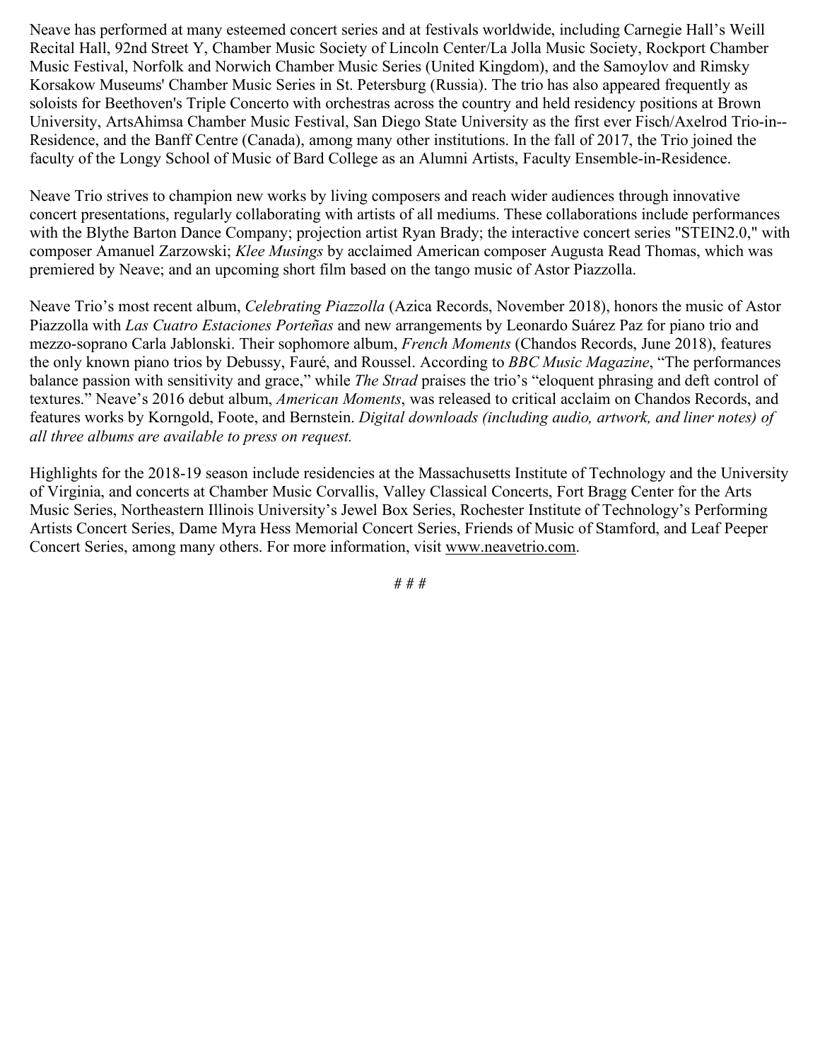Neave has performed at many esteemed concert series and at festivals worldwide, including Carnegie Hall's Weill Recital Hall, 92nd Street Y, Chamber Music Society of Lincoln Center/La Jolla Music Society, Rockport Chamber Music Festival, Norfolk and Norwich Chamber Music Series (United Kingdom), and the Samoylov and Rimsky Korsakow Museums' Chamber Music Series in St. Petersburg (Russia). The trio has also appeared frequently as soloists for Beethoven's Triple Concerto with orchestras across the country and held residency positions at Brown University, ArtsAhimsa Chamber Music Festival, San Diego State University as the first ever Fisch/Axelrod Trio-in--Residence, and the Banff Centre (Canada), among many other institutions. In the fall of 2017, the Trio joined the faculty of the Longy School of Music of Bard College as an Alumni Artists, Faculty Ensemble-in-Residence.

Neave Trio strives to champion new works by living composers and reach wider audiences through innovative concert presentations, regularly collaborating with artists of all mediums. These collaborations include performances with the Blythe Barton Dance Company; projection artist Ryan Brady; the interactive concert series "STEIN2.0," with composer Amanuel Zarzowski; *Klee Musings* by acclaimed American composer Augusta Read Thomas, which was premiered by Neave; and an upcoming short film based on the tango music of Astor Piazzolla.

Neave Trio's most recent album, *Celebrating Piazzolla* (Azica Records, November 2018), honors the music of Astor Piazzolla with *Las Cuatro Estaciones Porteñas* and new arrangements by Leonardo Suárez Paz for piano trio and mezzo-soprano Carla Jablonski. Their sophomore album, *French Moments* (Chandos Records, June 2018), features the only known piano trios by Debussy, Fauré, and Roussel. According to *BBC Music Magazine*, "The performances balance passion with sensitivity and grace," while *The Strad* praises the trio's "eloquent phrasing and deft control of textures." Neave's 2016 debut album, *American Moments*, was released to critical acclaim on Chandos Records, and features works by Korngold, Foote, and Bernstein. *Digital downloads (including audio, artwork, and liner notes) of all three albums are available to press on request.*

Highlights for the 2018-19 season include residencies at the Massachusetts Institute of Technology and the University of Virginia, and concerts at Chamber Music Corvallis, Valley Classical Concerts, Fort Bragg Center for the Arts Music Series, Northeastern Illinois University's Jewel Box Series, Rochester Institute of Technology's Performing Artists Concert Series, Dame Myra Hess Memorial Concert Series, Friends of Music of Stamford, and Leaf Peeper Concert Series, among many others. For more information, visit www.neavetrio.com.

# # #